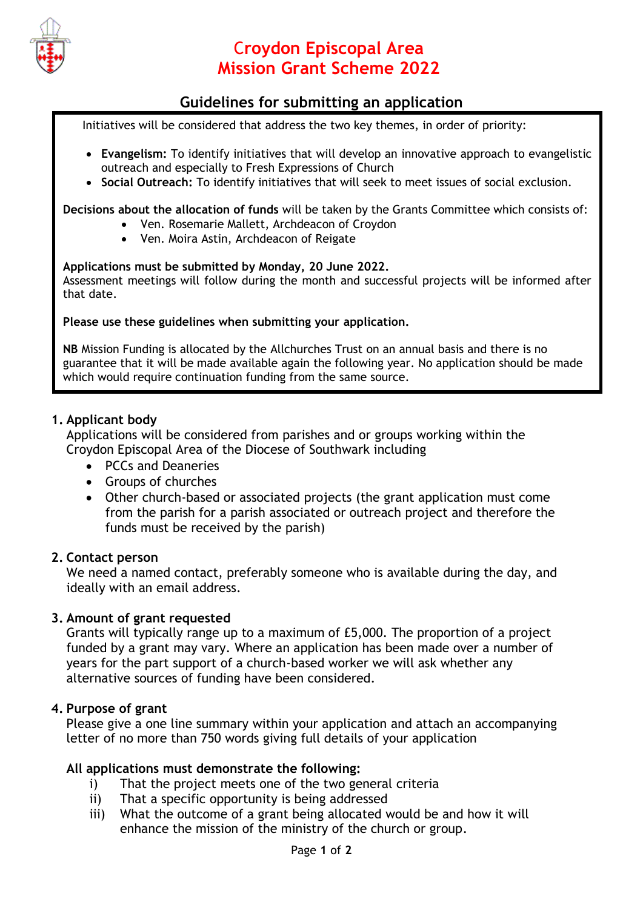# Croydon Episcopal Area
# Mission Grant Scheme 2022

## Guidelines for submitting an application

Initiatives will be considered that address the two key themes, in order of priority:

- **Evangelism:** To identify initiatives that will develop an innovative approach to evangelistic outreach and especially to Fresh Expressions of Church
- **Social Outreach:** To identify initiatives that will seek to meet issues of social exclusion.

**Decisions about the allocation of funds** will be taken by the Grants Committee which consists of:

- Ven. Rosemarie Mallett, Archdeacon of Croydon
- Ven. Moira Astin, Archdeacon of Reigate

**Applications must be submitted by Monday, 20 June 2022.**
Assessment meetings will follow during the month and successful projects will be informed after that date.

**Please use these guidelines when submitting your application.**

**NB** Mission Funding is allocated by the Allchurches Trust on an annual basis and there is no guarantee that it will be made available again the following year. No application should be made which would require continuation funding from the same source.

### 1. Applicant body

Applications will be considered from parishes and or groups working within the Croydon Episcopal Area of the Diocese of Southwark including

- PCCs and Deaneries
- Groups of churches
- Other church-based or associated projects (the grant application must come from the parish for a parish associated or outreach project and therefore the funds must be received by the parish)

### 2. Contact person

We need a named contact, preferably someone who is available during the day, and ideally with an email address.

### 3. Amount of grant requested

Grants will typically range up to a maximum of £5,000. The proportion of a project funded by a grant may vary. Where an application has been made over a number of years for the part support of a church-based worker we will ask whether any alternative sources of funding have been considered.

### 4. Purpose of grant

Please give a one line summary within your application and attach an accompanying letter of no more than 750 words giving full details of your application

**All applications must demonstrate the following:**

i) That the project meets one of the two general criteria
ii) That a specific opportunity is being addressed
iii) What the outcome of a grant being allocated would be and how it will enhance the mission of the ministry of the church or group.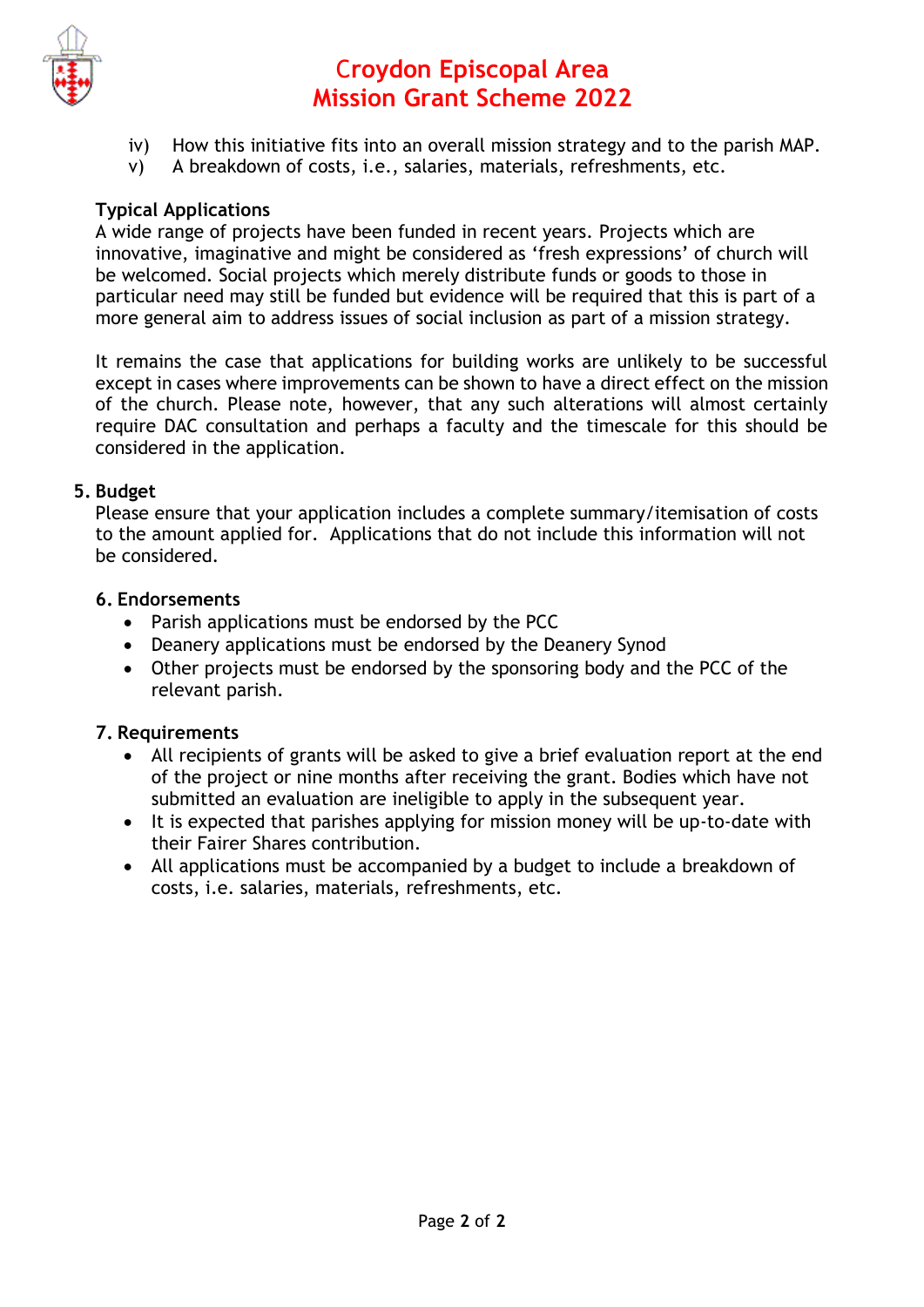iv) How this initiative fits into an overall mission strategy and to the parish MAP.
v) A breakdown of costs, i.e., salaries, materials, refreshments, etc.

**Typical Applications**

A wide range of projects have been funded in recent years. Projects which are innovative, imaginative and might be considered as 'fresh expressions' of church will be welcomed. Social projects which merely distribute funds or goods to those in particular need may still be funded but evidence will be required that this is part of a more general aim to address issues of social inclusion as part of a mission strategy.

It remains the case that applications for building works are unlikely to be successful except in cases where improvements can be shown to have a direct effect on the mission of the church. Please note, however, that any such alterations will almost certainly require DAC consultation and perhaps a faculty and the timescale for this should be considered in the application.

## 5. Budget

Please ensure that your application includes a complete summary/itemisation of costs to the amount applied for. Applications that do not include this information will not be considered.

## 6. Endorsements

- Parish applications must be endorsed by the PCC
- Deanery applications must be endorsed by the Deanery Synod
- Other projects must be endorsed by the sponsoring body and the PCC of the relevant parish.

## 7. Requirements

- All recipients of grants will be asked to give a brief evaluation report at the end of the project or nine months after receiving the grant. Bodies which have not submitted an evaluation are ineligible to apply in the subsequent year.
- It is expected that parishes applying for mission money will be up-to-date with their Fairer Shares contribution.
- All applications must be accompanied by a budget to include a breakdown of costs, i.e. salaries, materials, refreshments, etc.